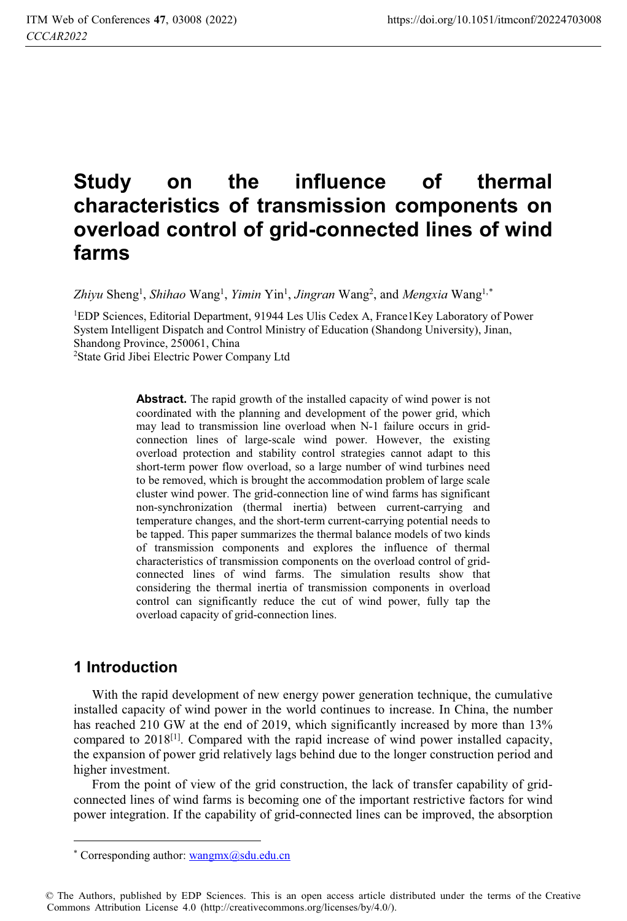# Study on the influence of thermal characteristics of transmission components on overload control of grid-connected lines of wind farms

*Zhiyu* Sheng[1], *Shihao* Wang[1], *Yimin* Yin[1], *Jingran* Wang[2], and *Mengxia* Wang[1,*]

[1]EDP Sciences, Editorial Department, 91944 Les Ulis Cedex A, France1Key Laboratory of Power System Intelligent Dispatch and Control Ministry of Education (Shandong University), Jinan, Shandong Province, 250061, China

[2]State Grid Jibei Electric Power Company Ltd

**Abstract.** The rapid growth of the installed capacity of wind power is not coordinated with the planning and development of the power grid, which may lead to transmission line overload when N-1 failure occurs in grid-connection lines of large-scale wind power. However, the existing overload protection and stability control strategies cannot adapt to this short-term power flow overload, so a large number of wind turbines need to be removed, which is brought the accommodation problem of large scale cluster wind power. The grid-connection line of wind farms has significant non-synchronization (thermal inertia) between current-carrying and temperature changes, and the short-term current-carrying potential needs to be tapped. This paper summarizes the thermal balance models of two kinds of transmission components and explores the influence of thermal characteristics of transmission components on the overload control of grid-connected lines of wind farms. The simulation results show that considering the thermal inertia of transmission components in overload control can significantly reduce the cut of wind power, fully tap the overload capacity of grid-connection lines.

## 1 Introduction

With the rapid development of new energy power generation technique, the cumulative installed capacity of wind power in the world continues to increase. In China, the number has reached 210 GW at the end of 2019, which significantly increased by more than 13% compared to 2018[1]. Compared with the rapid increase of wind power installed capacity, the expansion of power grid relatively lags behind due to the longer construction period and higher investment.

From the point of view of the grid construction, the lack of transfer capability of grid-connected lines of wind farms is becoming one of the important restrictive factors for wind power integration. If the capability of grid-connected lines can be improved, the absorption

* Corresponding author: wangmx@sdu.edu.cn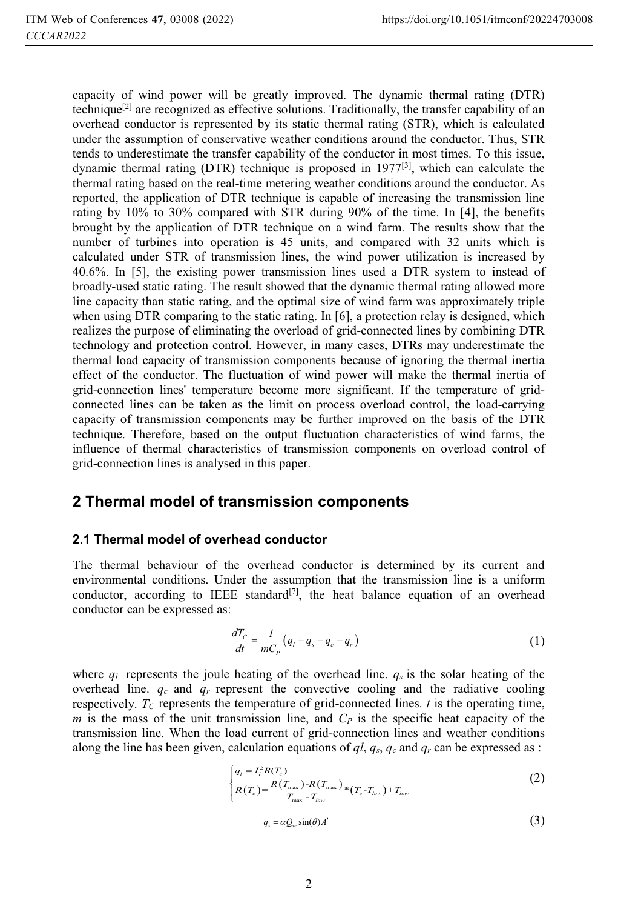capacity of wind power will be greatly improved. The dynamic thermal rating (DTR) technique[2] are recognized as effective solutions. Traditionally, the transfer capability of an overhead conductor is represented by its static thermal rating (STR), which is calculated under the assumption of conservative weather conditions around the conductor. Thus, STR tends to underestimate the transfer capability of the conductor in most times. To this issue, dynamic thermal rating (DTR) technique is proposed in 1977[3], which can calculate the thermal rating based on the real-time metering weather conditions around the conductor. As reported, the application of DTR technique is capable of increasing the transmission line rating by 10% to 30% compared with STR during 90% of the time. In [4], the benefits brought by the application of DTR technique on a wind farm. The results show that the number of turbines into operation is 45 units, and compared with 32 units which is calculated under STR of transmission lines, the wind power utilization is increased by 40.6%. In [5], the existing power transmission lines used a DTR system to instead of broadly-used static rating. The result showed that the dynamic thermal rating allowed more line capacity than static rating, and the optimal size of wind farm was approximately triple when using DTR comparing to the static rating. In [6], a protection relay is designed, which realizes the purpose of eliminating the overload of grid-connected lines by combining DTR technology and protection control. However, in many cases, DTRs may underestimate the thermal load capacity of transmission components because of ignoring the thermal inertia effect of the conductor. The fluctuation of wind power will make the thermal inertia of grid-connection lines' temperature become more significant. If the temperature of grid-connected lines can be taken as the limit on process overload control, the load-carrying capacity of transmission components may be further improved on the basis of the DTR technique. Therefore, based on the output fluctuation characteristics of wind farms, the influence of thermal characteristics of transmission components on overload control of grid-connection lines is analysed in this paper.

## 2 Thermal model of transmission components

### 2.1 Thermal model of overhead conductor

The thermal behaviour of the overhead conductor is determined by its current and environmental conditions. Under the assumption that the transmission line is a uniform conductor, according to IEEE standard[7], the heat balance equation of an overhead conductor can be expressed as:

$$\frac{dT_C}{dt} = \frac{1}{mC_P}\left(q_l + q_s - q_c - q_r\right) \tag{1}$$

where $q_l$ represents the joule heating of the overhead line. $q_s$ is the solar heating of the overhead line. $q_c$ and $q_r$ represent the convective cooling and the radiative cooling respectively. $T_C$ represents the temperature of grid-connected lines. $t$ is the operating time, $m$ is the mass of the unit transmission line, and $C_P$ is the specific heat capacity of the transmission line. When the load current of grid-connection lines and weather conditions along the line has been given, calculation equations of $ql$, $q_s$, $q_c$ and $q_r$ can be expressed as :

$$\begin{cases} q_l = I_l^2 R(T_c) \\ R(T_c) = \dfrac{R(T_{\max}) - R(T_{\max})}{T_{\max} - T_{low}} * (T_c - T_{low}) + T_{low} \end{cases} \tag{2}$$

$$q_s = \alpha Q_{se} \sin(\theta) A' \tag{3}$$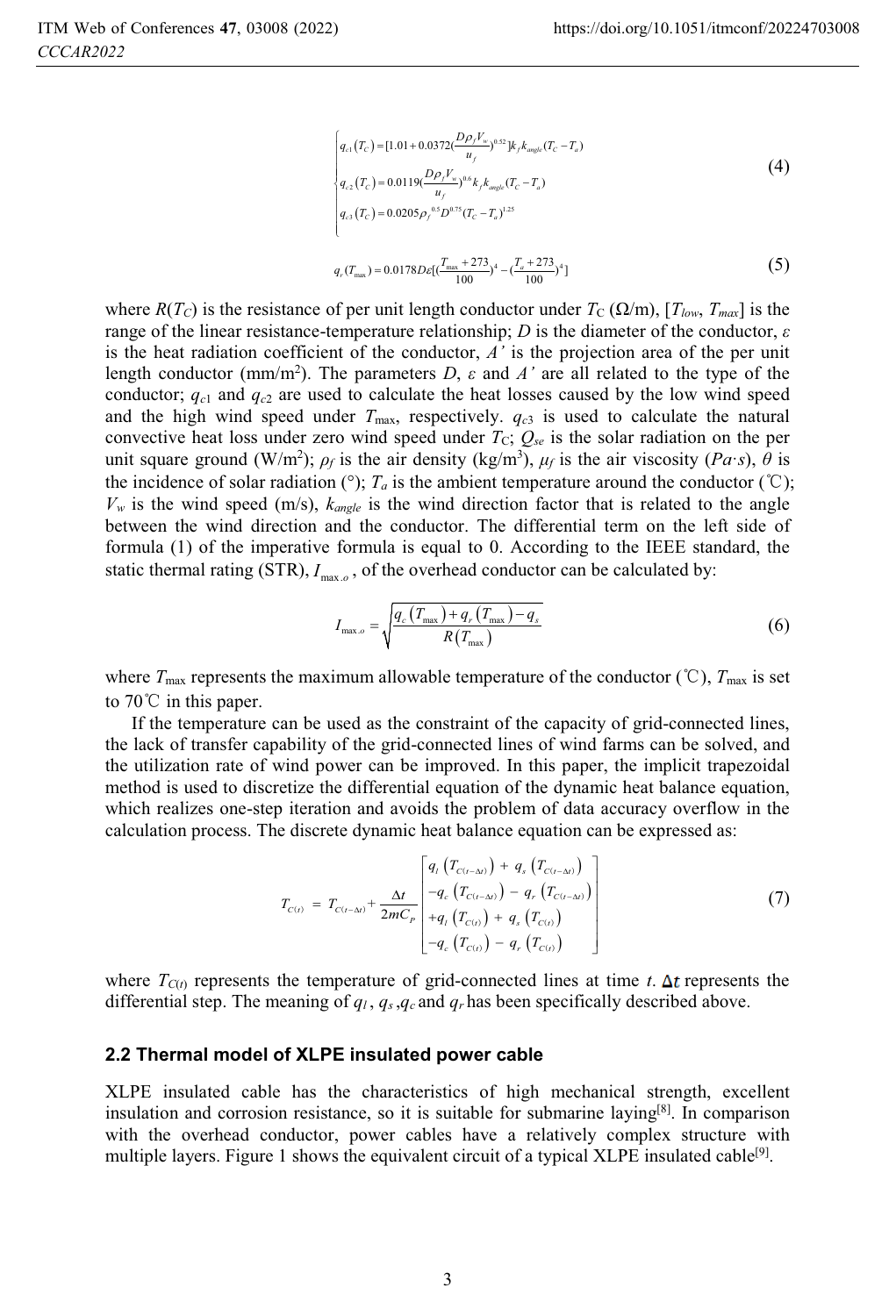$$
\begin{cases}
q_{c1}(T_C)=[1.01+0.0372(\frac{D\rho_f V_w}{u_f})^{0.52}]k_f k_{angle}(T_C-T_a) \\
q_{c2}(T_C)=0.0119(\frac{D\rho_f V_w}{u_f})^{0.6}k_f k_{angle}(T_C-T_a) \\
q_{c3}(T_C)=0.0205\rho_f^{0.5}D^{0.75}(T_C-T_a)^{1.25}
\end{cases}
\tag{4}
$$

$$
q_r(T_{\max})=0.0178D\varepsilon[(\frac{T_{\max}+273}{100})^4-(\frac{T_a+273}{100})^4]
\tag{5}
$$

where $R(T_C)$ is the resistance of per unit length conductor under $T_C$ (Ω/m), $[T_{low}, T_{max}]$ is the range of the linear resistance-temperature relationship; $D$ is the diameter of the conductor, $\varepsilon$ is the heat radiation coefficient of the conductor, $A'$ is the projection area of the per unit length conductor (mm/m$^2$). The parameters $D$, $\varepsilon$ and $A'$ are all related to the type of the conductor; $q_{c1}$ and $q_{c2}$ are used to calculate the heat losses caused by the low wind speed and the high wind speed under $T_{\max}$, respectively. $q_{c3}$ is used to calculate the natural convective heat loss under zero wind speed under $T_C$; $Q_{se}$ is the solar radiation on the per unit square ground (W/m$^2$); $\rho_f$ is the air density (kg/m$^3$), $\mu_f$ is the air viscosity ($Pa{\cdot}s$), $\theta$ is the incidence of solar radiation (°); $T_a$ is the ambient temperature around the conductor (℃); $V_w$ is the wind speed (m/s), $k_{angle}$ is the wind direction factor that is related to the angle between the wind direction and the conductor. The differential term on the left side of formula (1) of the imperative formula is equal to 0. According to the IEEE standard, the static thermal rating (STR), $I_{\max.o}$, of the overhead conductor can be calculated by:

$$
I_{\max.o}=\sqrt{\frac{q_c(T_{\max})+q_r(T_{\max})-q_s}{R(T_{\max})}}
\tag{6}
$$

where $T_{\max}$ represents the maximum allowable temperature of the conductor (℃), $T_{\max}$ is set to 70℃ in this paper.

If the temperature can be used as the constraint of the capacity of grid-connected lines, the lack of transfer capability of the grid-connected lines of wind farms can be solved, and the utilization rate of wind power can be improved. In this paper, the implicit trapezoidal method is used to discretize the differential equation of the dynamic heat balance equation, which realizes one-step iteration and avoids the problem of data accuracy overflow in the calculation process. The discrete dynamic heat balance equation can be expressed as:

$$
T_{C(t)}=T_{C(t-\Delta t)}+\frac{\Delta t}{2mC_P}
\begin{bmatrix}
q_l\left(T_{C(t-\Delta t)}\right)+q_s\left(T_{C(t-\Delta t)}\right) \\
-q_c\left(T_{C(t-\Delta t)}\right)-q_r\left(T_{C(t-\Delta t)}\right) \\
+q_l\left(T_{C(t)}\right)+q_s\left(T_{C(t)}\right) \\
-q_c\left(T_{C(t)}\right)-q_r\left(T_{C(t)}\right)
\end{bmatrix}
\tag{7}
$$

where $T_{C(t)}$ represents the temperature of grid-connected lines at time $t$. $\Delta t$ represents the differential step. The meaning of $q_l$, $q_s$, $q_c$ and $q_r$ has been specifically described above.

### 2.2 Thermal model of XLPE insulated power cable

XLPE insulated cable has the characteristics of high mechanical strength, excellent insulation and corrosion resistance, so it is suitable for submarine laying[8]. In comparison with the overhead conductor, power cables have a relatively complex structure with multiple layers. Figure 1 shows the equivalent circuit of a typical XLPE insulated cable[9].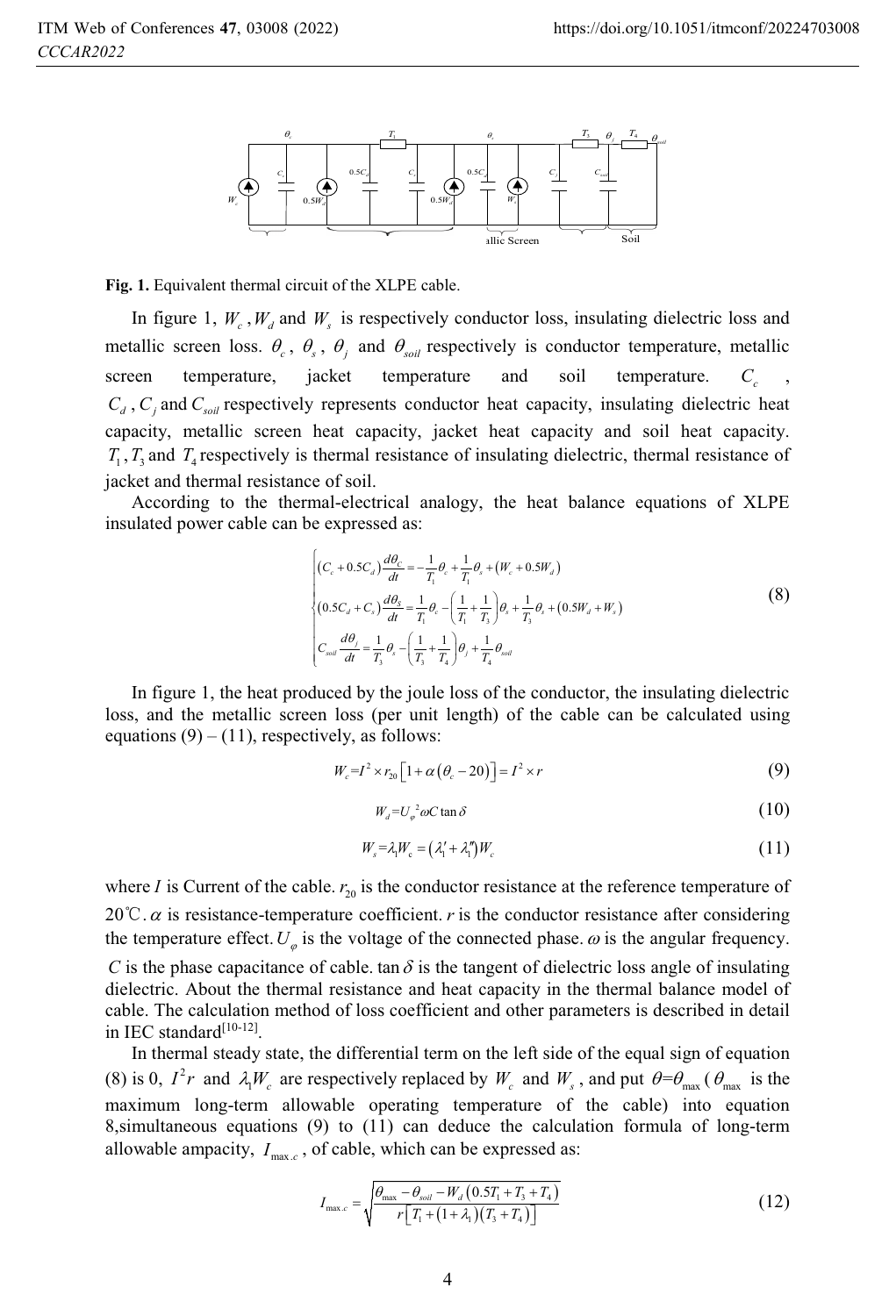**Fig. 1.** Equivalent thermal circuit of the XLPE cable.

In figure 1, $W_c$, $W_d$ and $W_s$ is respectively conductor loss, insulating dielectric loss and metallic screen loss. $\theta_c$, $\theta_s$, $\theta_j$ and $\theta_{soil}$ respectively is conductor temperature, metallic screen temperature, jacket temperature and soil temperature. $C_c$, $C_d$, $C_j$ and $C_{soil}$ respectively represents conductor heat capacity, insulating dielectric heat capacity, metallic screen heat capacity, jacket heat capacity and soil heat capacity. $T_1$, $T_3$ and $T_4$ respectively is thermal resistance of insulating dielectric, thermal resistance of jacket and thermal resistance of soil.

According to the thermal-electrical analogy, the heat balance equations of XLPE insulated power cable can be expressed as:

$$\begin{cases} \left(C_c + 0.5C_d\right)\dfrac{d\theta_C}{dt} = -\dfrac{1}{T_1}\theta_c + \dfrac{1}{T_1}\theta_s + \left(W_c + 0.5W_d\right) \\ \left(0.5C_d + C_s\right)\dfrac{d\theta_S}{dt} = \dfrac{1}{T_1}\theta_c - \left(\dfrac{1}{T_1} + \dfrac{1}{T_3}\right)\theta_s + \dfrac{1}{T_3}\theta_s + \left(0.5W_d + W_s\right) \\ C_{soil}\dfrac{d\theta_j}{dt} = \dfrac{1}{T_3}\theta_s - \left(\dfrac{1}{T_3} + \dfrac{1}{T_4}\right)\theta_j + \dfrac{1}{T_4}\theta_{soil} \end{cases} \tag{8}$$

In figure 1, the heat produced by the joule loss of the conductor, the insulating dielectric loss, and the metallic screen loss (per unit length) of the cable can be calculated using equations (9) – (11), respectively, as follows:

$$W_c = I^2 \times r_{20}\left[1 + \alpha\left(\theta_c - 20\right)\right] = I^2 \times r \tag{9}$$

$$W_d = U_\varphi^{\ 2}\omega C \tan\delta \tag{10}$$

$$W_s = \lambda_1 W_c = \left(\lambda_1' + \lambda_1''\right)W_c \tag{11}$$

where $I$ is Current of the cable. $r_{20}$ is the conductor resistance at the reference temperature of 20℃. $\alpha$ is resistance-temperature coefficient. $r$ is the conductor resistance after considering the temperature effect. $U_\varphi$ is the voltage of the connected phase. $\omega$ is the angular frequency. $C$ is the phase capacitance of cable. $\tan\delta$ is the tangent of dielectric loss angle of insulating dielectric. About the thermal resistance and heat capacity in the thermal balance model of cable. The calculation method of loss coefficient and other parameters is described in detail in IEC standard[10-12].

In thermal steady state, the differential term on the left side of the equal sign of equation (8) is 0, $I^2 r$ and $\lambda_1 W_c$ are respectively replaced by $W_c$ and $W_s$, and put $\theta=\theta_{\max}$ ($\theta_{\max}$ is the maximum long-term allowable operating temperature of the cable) into equation 8,simultaneous equations (9) to (11) can deduce the calculation formula of long-term allowable ampacity, $I_{\max.c}$, of cable, which can be expressed as:

$$I_{\max.c} = \sqrt{\frac{\theta_{\max} - \theta_{soil} - W_d\left(0.5T_1 + T_3 + T_4\right)}{r\left[T_1 + \left(1 + \lambda_1\right)\left(T_3 + T_4\right)\right]}} \tag{12}$$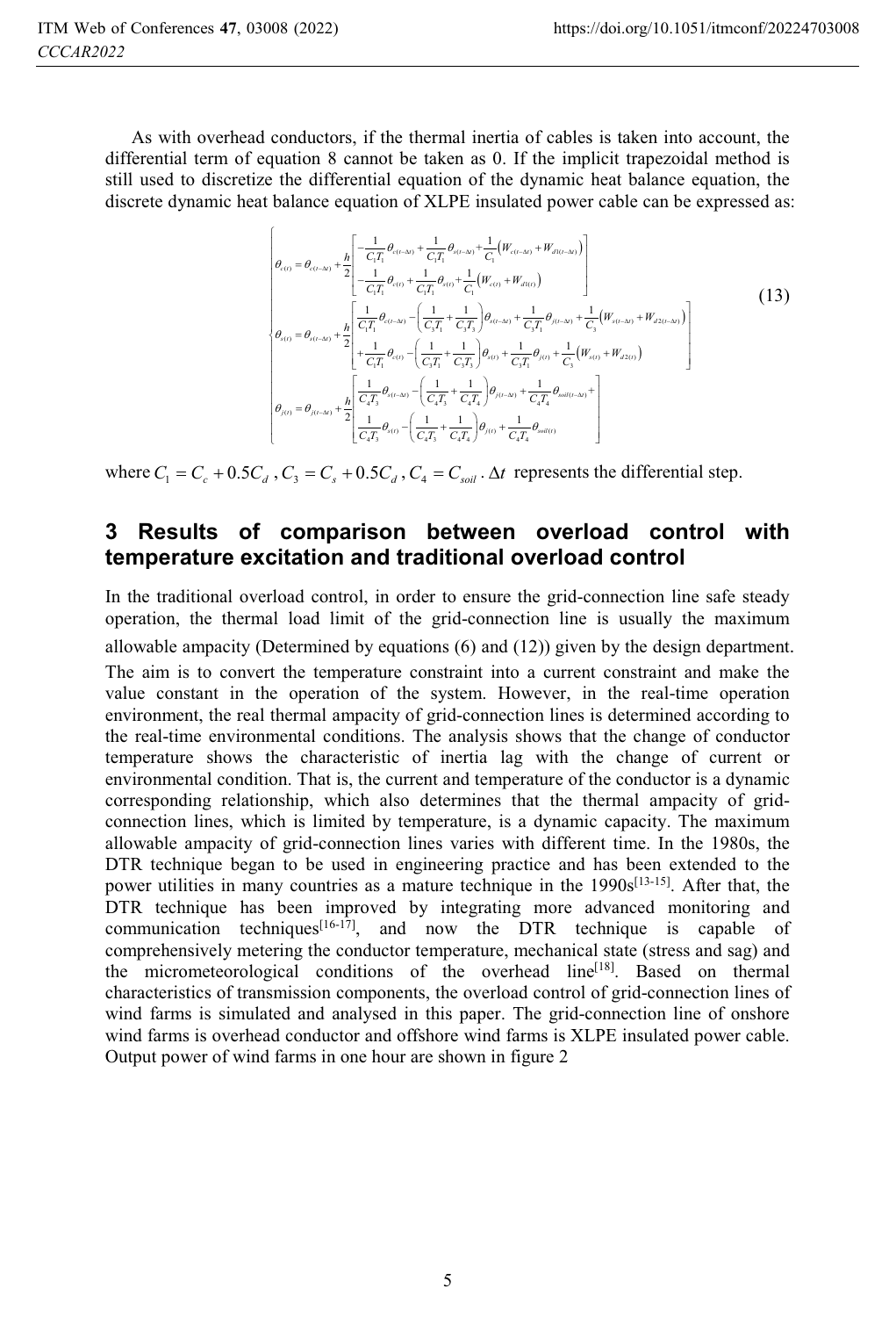As with overhead conductors, if the thermal inertia of cables is taken into account, the differential term of equation 8 cannot be taken as 0. If the implicit trapezoidal method is still used to discretize the differential equation of the dynamic heat balance equation, the discrete dynamic heat balance equation of XLPE insulated power cable can be expressed as:

$$
\begin{cases}
\theta_{c(t)} = \theta_{c(t-\Delta t)} + \dfrac{h}{2}\begin{bmatrix} -\dfrac{1}{C_1 T_1}\theta_{c(t-\Delta t)} + \dfrac{1}{C_1 T_1}\theta_{s(t-\Delta t)} + \dfrac{1}{C_1}\left(W_{c(t-\Delta t)} + W_{d1(t-\Delta t)}\right) \\ -\dfrac{1}{C_1 T_1}\theta_{c(t)} + \dfrac{1}{C_1 T_1}\theta_{s(t)} + \dfrac{1}{C_1}\left(W_{c(t)} + W_{d1(t)}\right) \end{bmatrix} \\
\theta_{s(t)} = \theta_{s(t-\Delta t)} + \dfrac{h}{2}\begin{bmatrix} \dfrac{1}{C_1 T_1}\theta_{c(t-\Delta t)} - \left(\dfrac{1}{C_3 T_1} + \dfrac{1}{C_3 T_3}\right)\theta_{s(t-\Delta t)} + \dfrac{1}{C_3 T_1}\theta_{j(t-\Delta t)} + \dfrac{1}{C_3}\left(W_{s(t-\Delta t)} + W_{d2(t-\Delta t)}\right) \\ +\dfrac{1}{C_1 T_1}\theta_{c(t)} - \left(\dfrac{1}{C_3 T_1} + \dfrac{1}{C_3 T_3}\right)\theta_{s(t)} + \dfrac{1}{C_3 T_1}\theta_{j(t)} + \dfrac{1}{C_3}\left(W_{s(t)} + W_{d2(t)}\right) \end{bmatrix} \\
\theta_{j(t)} = \theta_{j(t-\Delta t)} + \dfrac{h}{2}\begin{bmatrix} \dfrac{1}{C_4 T_3}\theta_{s(t-\Delta t)} - \left(\dfrac{1}{C_4 T_3} + \dfrac{1}{C_4 T_4}\right)\theta_{j(t-\Delta t)} + \dfrac{1}{C_4 T_4}\theta_{soil(t-\Delta t)} + \\ \dfrac{1}{C_4 T_3}\theta_{s(t)} - \left(\dfrac{1}{C_4 T_3} + \dfrac{1}{C_4 T_4}\right)\theta_{j(t)} + \dfrac{1}{C_4 T_4}\theta_{soil(t)} \end{bmatrix}
\end{cases}
\tag{13}
$$

where $C_1 = C_c + 0.5C_d$ , $C_3 = C_s + 0.5C_d$ , $C_4 = C_{soil}$ . $\Delta t$ represents the differential step.

## 3 Results of comparison between overload control with temperature excitation and traditional overload control

In the traditional overload control, in order to ensure the grid-connection line safe steady operation, the thermal load limit of the grid-connection line is usually the maximum allowable ampacity (Determined by equations (6) and (12)) given by the design department. The aim is to convert the temperature constraint into a current constraint and make the value constant in the operation of the system. However, in the real-time operation environment, the real thermal ampacity of grid-connection lines is determined according to the real-time environmental conditions. The analysis shows that the change of conductor temperature shows the characteristic of inertia lag with the change of current or environmental condition. That is, the current and temperature of the conductor is a dynamic corresponding relationship, which also determines that the thermal ampacity of grid-connection lines, which is limited by temperature, is a dynamic capacity. The maximum allowable ampacity of grid-connection lines varies with different time. In the 1980s, the DTR technique began to be used in engineering practice and has been extended to the power utilities in many countries as a mature technique in the 1990s[13-15]. After that, the DTR technique has been improved by integrating more advanced monitoring and communication techniques[16-17], and now the DTR technique is capable of comprehensively metering the conductor temperature, mechanical state (stress and sag) and the micrometeorological conditions of the overhead line[18]. Based on thermal characteristics of transmission components, the overload control of grid-connection lines of wind farms is simulated and analysed in this paper. The grid-connection line of onshore wind farms is overhead conductor and offshore wind farms is XLPE insulated power cable. Output power of wind farms in one hour are shown in figure 2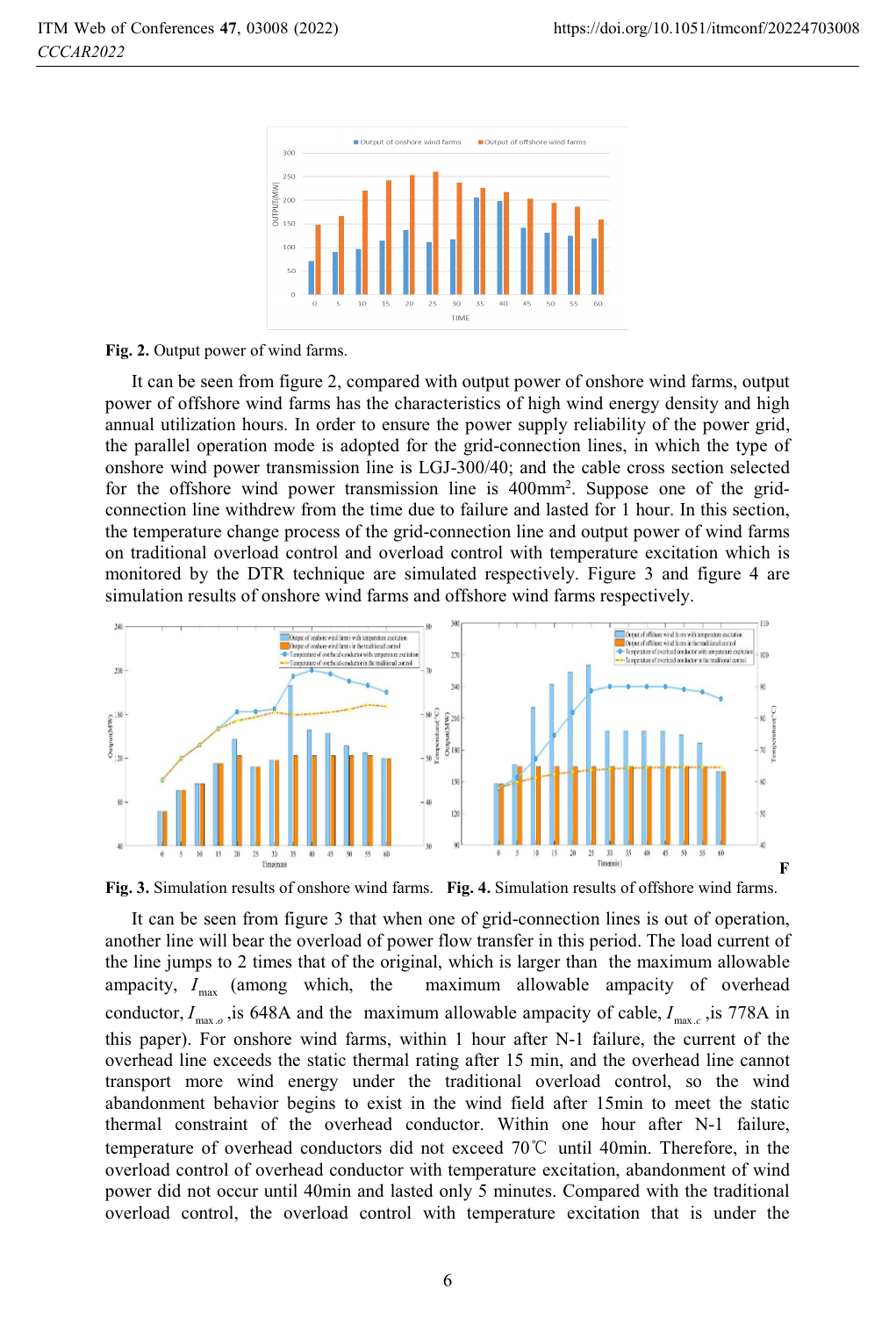Fig. 2. Output power of wind farms.

It can be seen from figure 2, compared with output power of onshore wind farms, output power of offshore wind farms has the characteristics of high wind energy density and high annual utilization hours. In order to ensure the power supply reliability of the power grid, the parallel operation mode is adopted for the grid-connection lines, in which the type of onshore wind power transmission line is LGJ-300/40; and the cable cross section selected for the offshore wind power transmission line is 400mm$^2$. Suppose one of the grid-connection line withdrew from the time due to failure and lasted for 1 hour. In this section, the temperature change process of the grid-connection line and output power of wind farms on traditional overload control and overload control with temperature excitation which is monitored by the DTR technique are simulated respectively. Figure 3 and figure 4 are simulation results of onshore wind farms and offshore wind farms respectively.

Fig. 3. Simulation results of onshore wind farms. **Fig. 4.** Simulation results of offshore wind farms.

It can be seen from figure 3 that when one of grid-connection lines is out of operation, another line will bear the overload of power flow transfer in this period. The load current of the line jumps to 2 times that of the original, which is larger than the maximum allowable ampacity, $I_{max}$ (among which, the maximum allowable ampacity of overhead conductor, $I_{max.o}$ ,is 648A and the maximum allowable ampacity of cable, $I_{max.c}$ ,is 778A in this paper). For onshore wind farms, within 1 hour after N-1 failure, the current of the overhead line exceeds the static thermal rating after 15 min, and the overhead line cannot transport more wind energy under the traditional overload control, so the wind abandonment behavior begins to exist in the wind field after 15min to meet the static thermal constraint of the overhead conductor. Within one hour after N-1 failure, temperature of overhead conductors did not exceed 70℃ until 40min. Therefore, in the overload control of overhead conductor with temperature excitation, abandonment of wind power did not occur until 40min and lasted only 5 minutes. Compared with the traditional overload control, the overload control with temperature excitation that is under the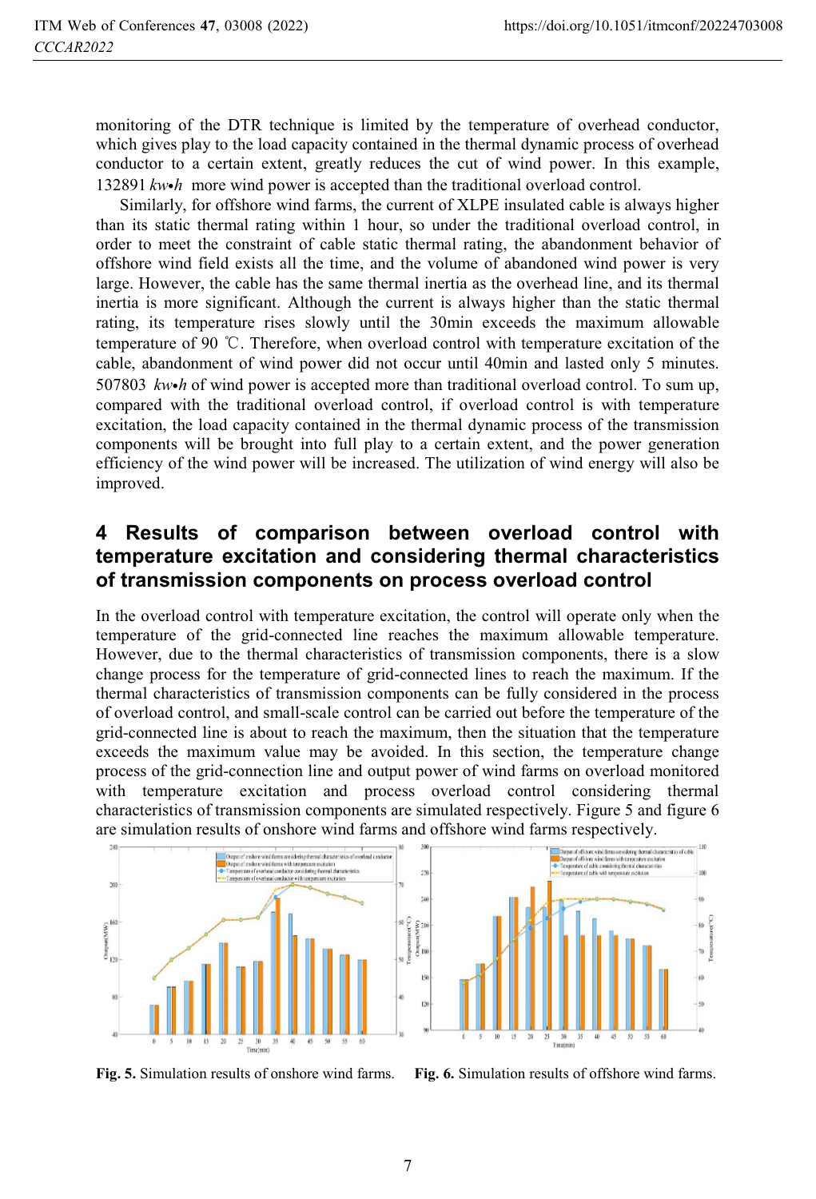monitoring of the DTR technique is limited by the temperature of overhead conductor, which gives play to the load capacity contained in the thermal dynamic process of overhead conductor to a certain extent, greatly reduces the cut of wind power. In this example, 132891 $kw{\bullet}h$ more wind power is accepted than the traditional overload control.

Similarly, for offshore wind farms, the current of XLPE insulated cable is always higher than its static thermal rating within 1 hour, so under the traditional overload control, in order to meet the constraint of cable static thermal rating, the abandonment behavior of offshore wind field exists all the time, and the volume of abandoned wind power is very large. However, the cable has the same thermal inertia as the overhead line, and its thermal inertia is more significant. Although the current is always higher than the static thermal rating, its temperature rises slowly until the 30min exceeds the maximum allowable temperature of 90 ℃. Therefore, when overload control with temperature excitation of the cable, abandonment of wind power did not occur until 40min and lasted only 5 minutes. 507803 $kw{\bullet}h$ of wind power is accepted more than traditional overload control. To sum up, compared with the traditional overload control, if overload control is with temperature excitation, the load capacity contained in the thermal dynamic process of the transmission components will be brought into full play to a certain extent, and the power generation efficiency of the wind power will be increased. The utilization of wind energy will also be improved.

## 4 Results of comparison between overload control with temperature excitation and considering thermal characteristics of transmission components on process overload control

In the overload control with temperature excitation, the control will operate only when the temperature of the grid-connected line reaches the maximum allowable temperature. However, due to the thermal characteristics of transmission components, there is a slow change process for the temperature of grid-connected lines to reach the maximum. If the thermal characteristics of transmission components can be fully considered in the process of overload control, and small-scale control can be carried out before the temperature of the grid-connected line is about to reach the maximum, then the situation that the temperature exceeds the maximum value may be avoided. In this section, the temperature change process of the grid-connection line and output power of wind farms on overload monitored with temperature excitation and process overload control considering thermal characteristics of transmission components are simulated respectively. Figure 5 and figure 6 are simulation results of onshore wind farms and offshore wind farms respectively.

**Fig. 5.** Simulation results of onshore wind farms.

**Fig. 6.** Simulation results of offshore wind farms.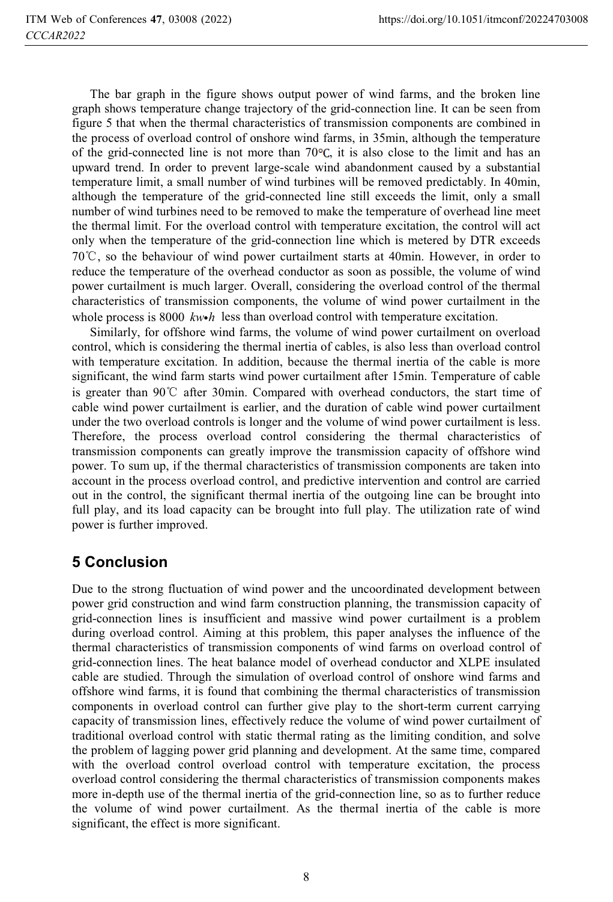The bar graph in the figure shows output power of wind farms, and the broken line graph shows temperature change trajectory of the grid-connection line. It can be seen from figure 5 that when the thermal characteristics of transmission components are combined in the process of overload control of onshore wind farms, in 35min, although the temperature of the grid-connected line is not more than 70℃, it is also close to the limit and has an upward trend. In order to prevent large-scale wind abandonment caused by a substantial temperature limit, a small number of wind turbines will be removed predictably. In 40min, although the temperature of the grid-connected line still exceeds the limit, only a small number of wind turbines need to be removed to make the temperature of overhead line meet the thermal limit. For the overload control with temperature excitation, the control will act only when the temperature of the grid-connection line which is metered by DTR exceeds 70℃, so the behaviour of wind power curtailment starts at 40min. However, in order to reduce the temperature of the overhead conductor as soon as possible, the volume of wind power curtailment is much larger. Overall, considering the overload control of the thermal characteristics of transmission components, the volume of wind power curtailment in the whole process is 8000 $kw{\bullet}h$ less than overload control with temperature excitation.

Similarly, for offshore wind farms, the volume of wind power curtailment on overload control, which is considering the thermal inertia of cables, is also less than overload control with temperature excitation. In addition, because the thermal inertia of the cable is more significant, the wind farm starts wind power curtailment after 15min. Temperature of cable is greater than 90℃ after 30min. Compared with overhead conductors, the start time of cable wind power curtailment is earlier, and the duration of cable wind power curtailment under the two overload controls is longer and the volume of wind power curtailment is less. Therefore, the process overload control considering the thermal characteristics of transmission components can greatly improve the transmission capacity of offshore wind power. To sum up, if the thermal characteristics of transmission components are taken into account in the process overload control, and predictive intervention and control are carried out in the control, the significant thermal inertia of the outgoing line can be brought into full play, and its load capacity can be brought into full play. The utilization rate of wind power is further improved.

## 5 Conclusion

Due to the strong fluctuation of wind power and the uncoordinated development between power grid construction and wind farm construction planning, the transmission capacity of grid-connection lines is insufficient and massive wind power curtailment is a problem during overload control. Aiming at this problem, this paper analyses the influence of the thermal characteristics of transmission components of wind farms on overload control of grid-connection lines. The heat balance model of overhead conductor and XLPE insulated cable are studied. Through the simulation of overload control of onshore wind farms and offshore wind farms, it is found that combining the thermal characteristics of transmission components in overload control can further give play to the short-term current carrying capacity of transmission lines, effectively reduce the volume of wind power curtailment of traditional overload control with static thermal rating as the limiting condition, and solve the problem of lagging power grid planning and development. At the same time, compared with the overload control overload control with temperature excitation, the process overload control considering the thermal characteristics of transmission components makes more in-depth use of the thermal inertia of the grid-connection line, so as to further reduce the volume of wind power curtailment. As the thermal inertia of the cable is more significant, the effect is more significant.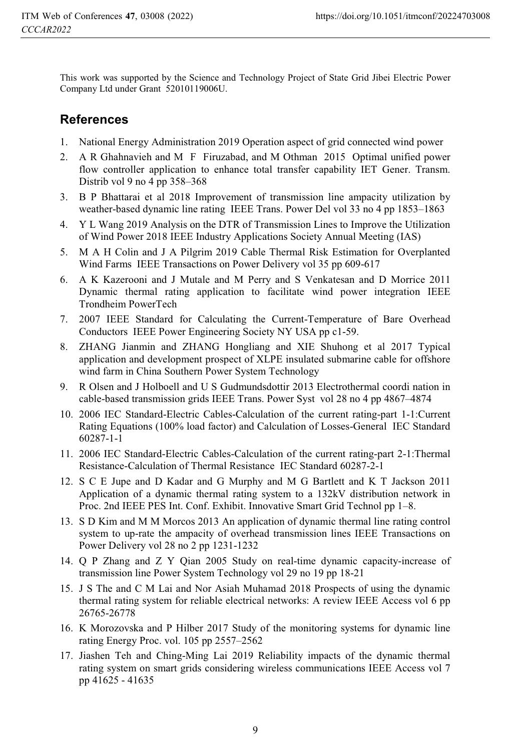This work was supported by the Science and Technology Project of State Grid Jibei Electric Power Company Ltd under Grant 52010119006U.

## References

1. National Energy Administration 2019 Operation aspect of grid connected wind power
2. A R Ghahnavieh and M F Firuzabad, and M Othman 2015 Optimal unified power flow controller application to enhance total transfer capability IET Gener. Transm. Distrib vol 9 no 4 pp 358–368
3. B P Bhattarai et al 2018 Improvement of transmission line ampacity utilization by weather-based dynamic line rating IEEE Trans. Power Del vol 33 no 4 pp 1853–1863
4. Y L Wang 2019 Analysis on the DTR of Transmission Lines to Improve the Utilization of Wind Power 2018 IEEE Industry Applications Society Annual Meeting (IAS)
5. M A H Colin and J A Pilgrim 2019 Cable Thermal Risk Estimation for Overplanted Wind Farms IEEE Transactions on Power Delivery vol 35 pp 609-617
6. A K Kazerooni and J Mutale and M Perry and S Venkatesan and D Morrice 2011 Dynamic thermal rating application to facilitate wind power integration IEEE Trondheim PowerTech
7. 2007 IEEE Standard for Calculating the Current-Temperature of Bare Overhead Conductors IEEE Power Engineering Society NY USA pp c1-59.
8. ZHANG Jianmin and ZHANG Hongliang and XIE Shuhong et al 2017 Typical application and development prospect of XLPE insulated submarine cable for offshore wind farm in China Southern Power System Technology
9. R Olsen and J Holboell and U S Gudmundsdottir 2013 Electrothermal coordi nation in cable-based transmission grids IEEE Trans. Power Syst vol 28 no 4 pp 4867–4874
10. 2006 IEC Standard-Electric Cables-Calculation of the current rating-part 1-1:Current Rating Equations (100% load factor) and Calculation of Losses-General IEC Standard 60287-1-1
11. 2006 IEC Standard-Electric Cables-Calculation of the current rating-part 2-1:Thermal Resistance-Calculation of Thermal Resistance IEC Standard 60287-2-1
12. S C E Jupe and D Kadar and G Murphy and M G Bartlett and K T Jackson 2011 Application of a dynamic thermal rating system to a 132kV distribution network in Proc. 2nd IEEE PES Int. Conf. Exhibit. Innovative Smart Grid Technol pp 1–8.
13. S D Kim and M M Morcos 2013 An application of dynamic thermal line rating control system to up-rate the ampacity of overhead transmission lines IEEE Transactions on Power Delivery vol 28 no 2 pp 1231-1232
14. Q P Zhang and Z Y Qian 2005 Study on real-time dynamic capacity-increase of transmission line Power System Technology vol 29 no 19 pp 18-21
15. J S The and C M Lai and Nor Asiah Muhamad 2018 Prospects of using the dynamic thermal rating system for reliable electrical networks: A review IEEE Access vol 6 pp 26765-26778
16. K Morozovska and P Hilber 2017 Study of the monitoring systems for dynamic line rating Energy Proc. vol. 105 pp 2557–2562
17. Jiashen Teh and Ching-Ming Lai 2019 Reliability impacts of the dynamic thermal rating system on smart grids considering wireless communications IEEE Access vol 7 pp 41625 - 41635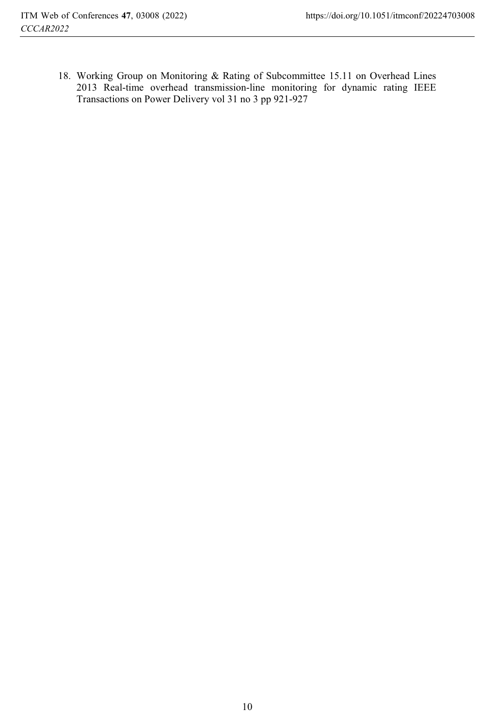18. Working Group on Monitoring & Rating of Subcommittee 15.11 on Overhead Lines 2013 Real-time overhead transmission-line monitoring for dynamic rating IEEE Transactions on Power Delivery vol 31 no 3 pp 921-927